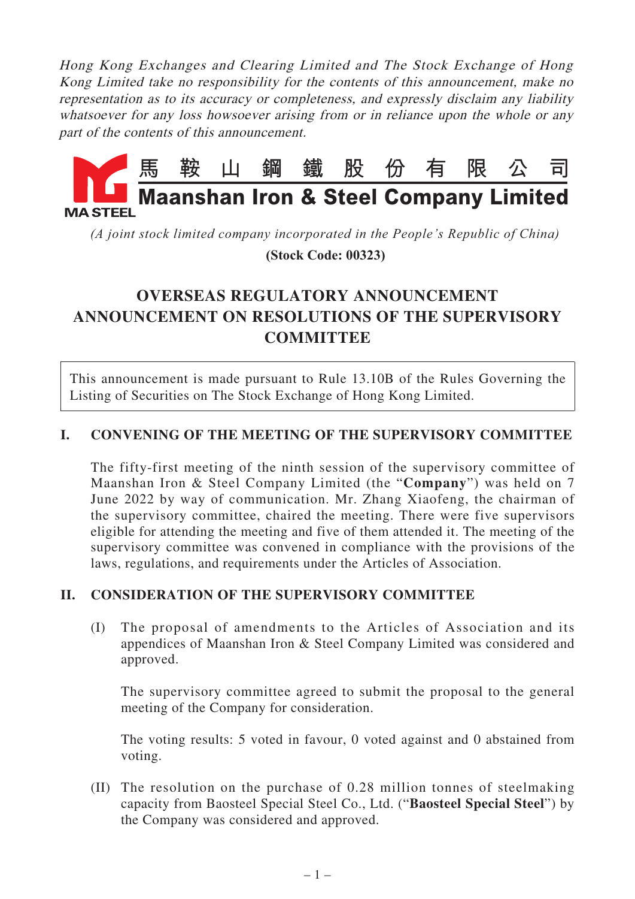*Hong Kong Exchanges and Clearing Limited and The Stock Exchange of Hong Kong Limited take no responsibility for the contents of this announcement, make no representation as to its accuracy or completeness, and expressly disclaim any liability whatsoever for any loss howsoever arising from or in reliance upon the whole or any part of the contents of this announcement.*

**馬鞍山鋼鐵股份有限公司**

**Maanshan Iron & Steel Company Limited**

MA STEEL

*(A joint stock limited company incorporated in the People's Republic of China)*

**(Stock Code: 00323)**

# OVERSEAS REGULATORY ANNOUNCEMENT
# ANNOUNCEMENT ON RESOLUTIONS OF THE SUPERVISORY COMMITTEE

This announcement is made pursuant to Rule 13.10B of the Rules Governing the Listing of Securities on The Stock Exchange of Hong Kong Limited.

## I. CONVENING OF THE MEETING OF THE SUPERVISORY COMMITTEE

The fifty-first meeting of the ninth session of the supervisory committee of Maanshan Iron & Steel Company Limited (the "**Company**") was held on 7 June 2022 by way of communication. Mr. Zhang Xiaofeng, the chairman of the supervisory committee, chaired the meeting. There were five supervisors eligible for attending the meeting and five of them attended it. The meeting of the supervisory committee was convened in compliance with the provisions of the laws, regulations, and requirements under the Articles of Association.

## II. CONSIDERATION OF THE SUPERVISORY COMMITTEE

(I) The proposal of amendments to the Articles of Association and its appendices of Maanshan Iron & Steel Company Limited was considered and approved.

The supervisory committee agreed to submit the proposal to the general meeting of the Company for consideration.

The voting results: 5 voted in favour, 0 voted against and 0 abstained from voting.

(II) The resolution on the purchase of 0.28 million tonnes of steelmaking capacity from Baosteel Special Steel Co., Ltd. ("**Baosteel Special Steel**") by the Company was considered and approved.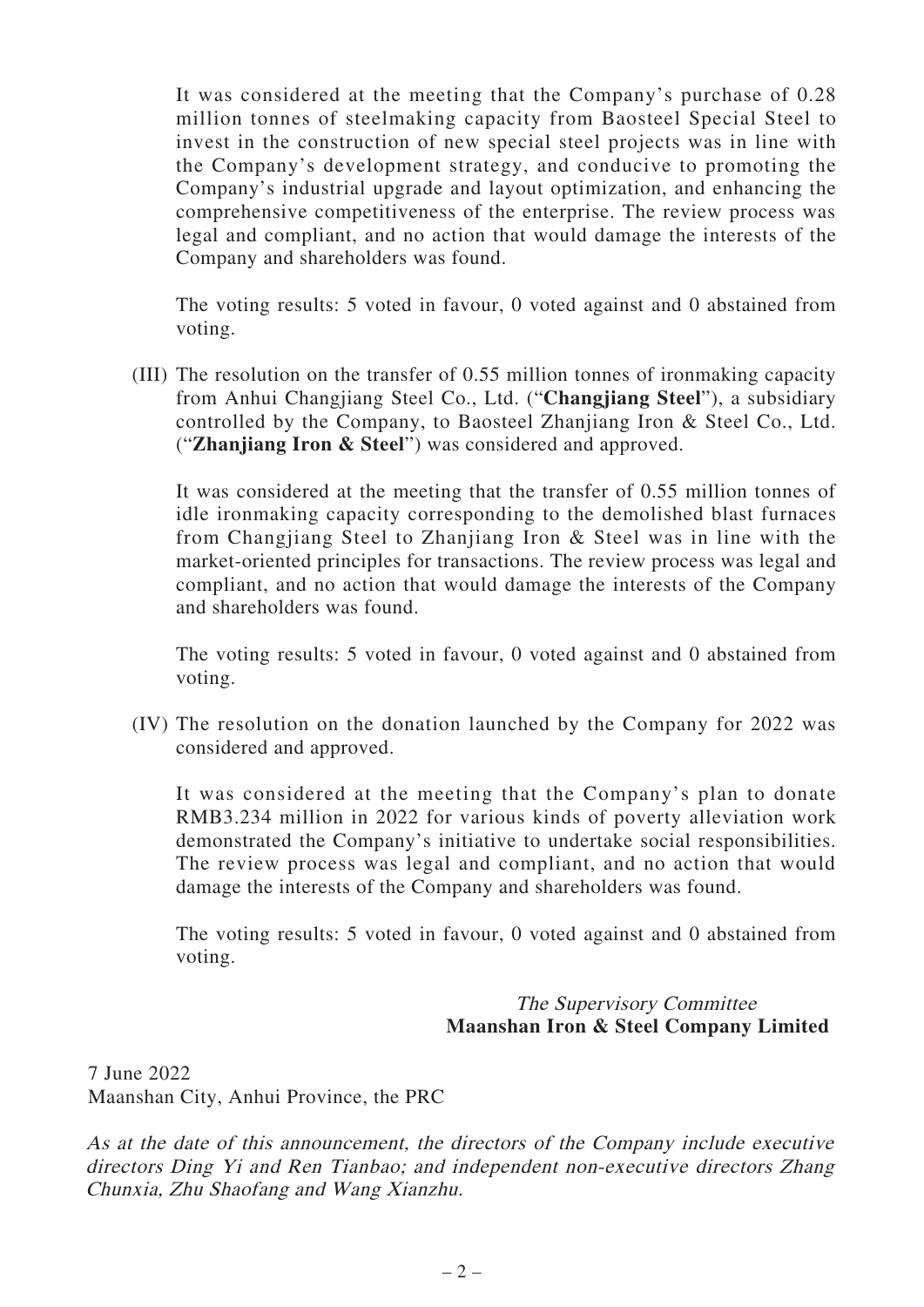It was considered at the meeting that the Company's purchase of 0.28 million tonnes of steelmaking capacity from Baosteel Special Steel to invest in the construction of new special steel projects was in line with the Company's development strategy, and conducive to promoting the Company's industrial upgrade and layout optimization, and enhancing the comprehensive competitiveness of the enterprise. The review process was legal and compliant, and no action that would damage the interests of the Company and shareholders was found.

The voting results: 5 voted in favour, 0 voted against and 0 abstained from voting.

(III) The resolution on the transfer of 0.55 million tonnes of ironmaking capacity from Anhui Changjiang Steel Co., Ltd. ("**Changjiang Steel**"), a subsidiary controlled by the Company, to Baosteel Zhanjiang Iron & Steel Co., Ltd. ("**Zhanjiang Iron & Steel**") was considered and approved.

It was considered at the meeting that the transfer of 0.55 million tonnes of idle ironmaking capacity corresponding to the demolished blast furnaces from Changjiang Steel to Zhanjiang Iron & Steel was in line with the market-oriented principles for transactions. The review process was legal and compliant, and no action that would damage the interests of the Company and shareholders was found.

The voting results: 5 voted in favour, 0 voted against and 0 abstained from voting.

(IV) The resolution on the donation launched by the Company for 2022 was considered and approved.

It was considered at the meeting that the Company's plan to donate RMB3.234 million in 2022 for various kinds of poverty alleviation work demonstrated the Company's initiative to undertake social responsibilities. The review process was legal and compliant, and no action that would damage the interests of the Company and shareholders was found.

The voting results: 5 voted in favour, 0 voted against and 0 abstained from voting.

*The Supervisory Committee*
**Maanshan Iron & Steel Company Limited**

7 June 2022
Maanshan City, Anhui Province, the PRC

*As at the date of this announcement, the directors of the Company include executive directors Ding Yi and Ren Tianbao; and independent non-executive directors Zhang Chunxia, Zhu Shaofang and Wang Xianzhu.*